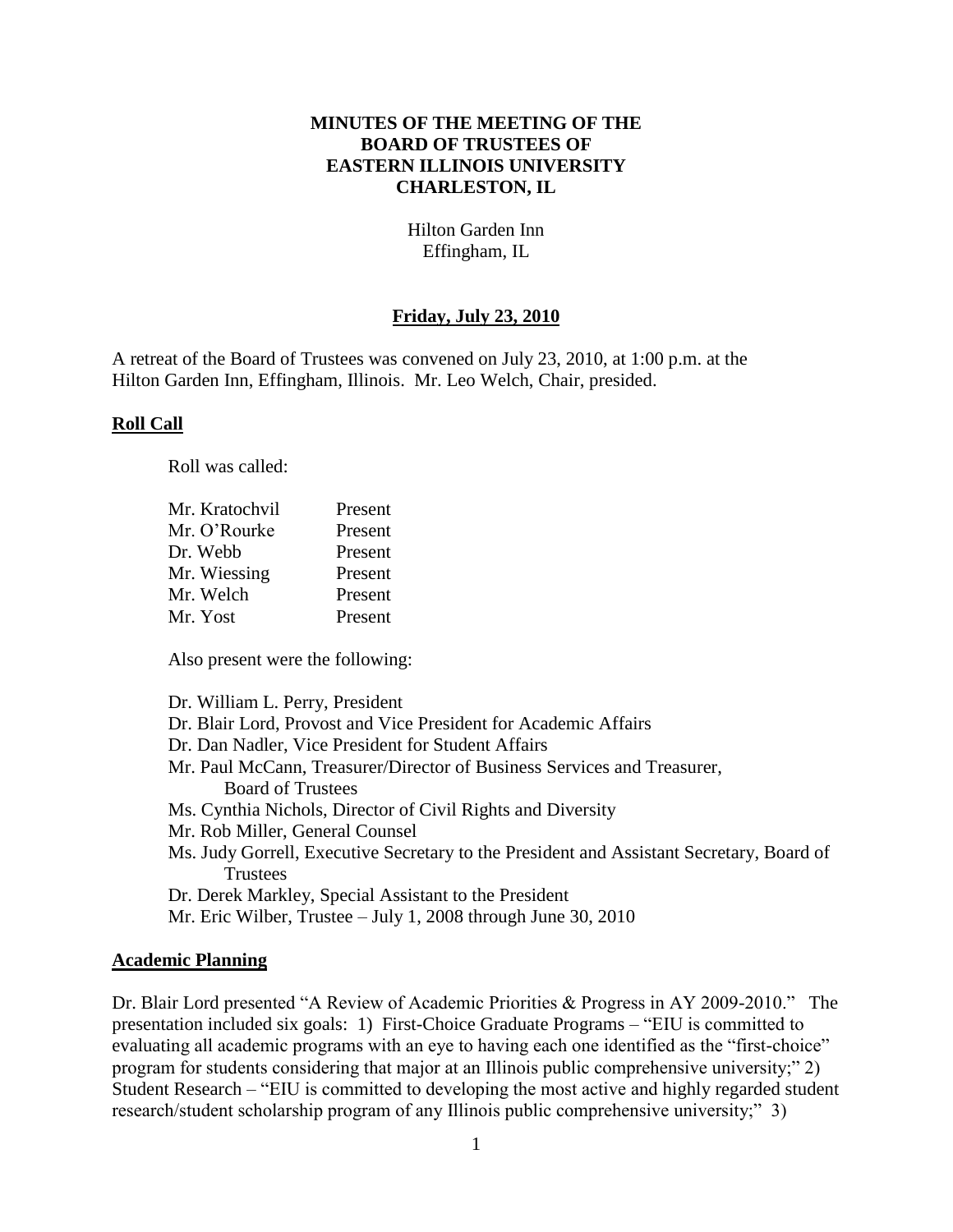# MINUTES OF THE MEETING OF THE BOARD OF TRUSTEES OF EASTERN ILLINOIS UNIVERSITY CHARLESTON, IL

Hilton Garden Inn
Effingham, IL

## Friday, July 23, 2010

A retreat of the Board of Trustees was convened on July 23, 2010, at 1:00 p.m. at the Hilton Garden Inn, Effingham, Illinois. Mr. Leo Welch, Chair, presided.

### Roll Call

Roll was called:

| | |
|---|---|
| Mr. Kratochvil | Present |
| Mr. O'Rourke | Present |
| Dr. Webb | Present |
| Mr. Wiessing | Present |
| Mr. Welch | Present |
| Mr. Yost | Present |

Also present were the following:

Dr. William L. Perry, President
Dr. Blair Lord, Provost and Vice President for Academic Affairs
Dr. Dan Nadler, Vice President for Student Affairs
Mr. Paul McCann, Treasurer/Director of Business Services and Treasurer, Board of Trustees
Ms. Cynthia Nichols, Director of Civil Rights and Diversity
Mr. Rob Miller, General Counsel
Ms. Judy Gorrell, Executive Secretary to the President and Assistant Secretary, Board of Trustees
Dr. Derek Markley, Special Assistant to the President
Mr. Eric Wilber, Trustee – July 1, 2008 through June 30, 2010

### Academic Planning

Dr. Blair Lord presented "A Review of Academic Priorities & Progress in AY 2009-2010." The presentation included six goals: 1) First-Choice Graduate Programs – "EIU is committed to evaluating all academic programs with an eye to having each one identified as the "first-choice" program for students considering that major at an Illinois public comprehensive university;" 2) Student Research – "EIU is committed to developing the most active and highly regarded student research/student scholarship program of any Illinois public comprehensive university;" 3)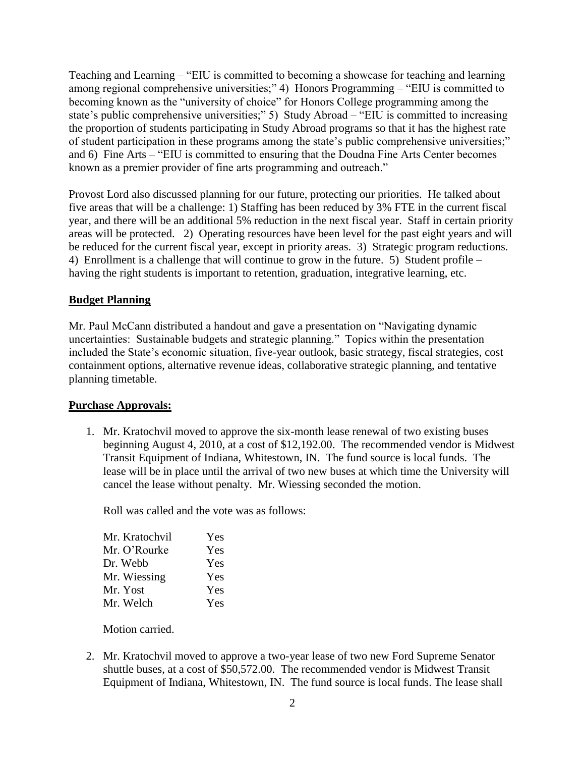Teaching and Learning – "EIU is committed to becoming a showcase for teaching and learning among regional comprehensive universities;" 4) Honors Programming – "EIU is committed to becoming known as the "university of choice" for Honors College programming among the state's public comprehensive universities;" 5) Study Abroad – "EIU is committed to increasing the proportion of students participating in Study Abroad programs so that it has the highest rate of student participation in these programs among the state's public comprehensive universities;" and 6) Fine Arts – "EIU is committed to ensuring that the Doudna Fine Arts Center becomes known as a premier provider of fine arts programming and outreach."

Provost Lord also discussed planning for our future, protecting our priorities. He talked about five areas that will be a challenge: 1) Staffing has been reduced by 3% FTE in the current fiscal year, and there will be an additional 5% reduction in the next fiscal year. Staff in certain priority areas will be protected. 2) Operating resources have been level for the past eight years and will be reduced for the current fiscal year, except in priority areas. 3) Strategic program reductions. 4) Enrollment is a challenge that will continue to grow in the future. 5) Student profile – having the right students is important to retention, graduation, integrative learning, etc.

**Budget Planning**

Mr. Paul McCann distributed a handout and gave a presentation on "Navigating dynamic uncertainties: Sustainable budgets and strategic planning." Topics within the presentation included the State's economic situation, five-year outlook, basic strategy, fiscal strategies, cost containment options, alternative revenue ideas, collaborative strategic planning, and tentative planning timetable.

**Purchase Approvals:**

1. Mr. Kratochvil moved to approve the six-month lease renewal of two existing buses beginning August 4, 2010, at a cost of $12,192.00. The recommended vendor is Midwest Transit Equipment of Indiana, Whitestown, IN. The fund source is local funds. The lease will be in place until the arrival of two new buses at which time the University will cancel the lease without penalty. Mr. Wiessing seconded the motion.

   Roll was called and the vote was as follows:

   | | |
   |---|---|
   | Mr. Kratochvil | Yes |
   | Mr. O'Rourke | Yes |
   | Dr. Webb | Yes |
   | Mr. Wiessing | Yes |
   | Mr. Yost | Yes |
   | Mr. Welch | Yes |

   Motion carried.

2. Mr. Kratochvil moved to approve a two-year lease of two new Ford Supreme Senator shuttle buses, at a cost of $50,572.00. The recommended vendor is Midwest Transit Equipment of Indiana, Whitestown, IN. The fund source is local funds. The lease shall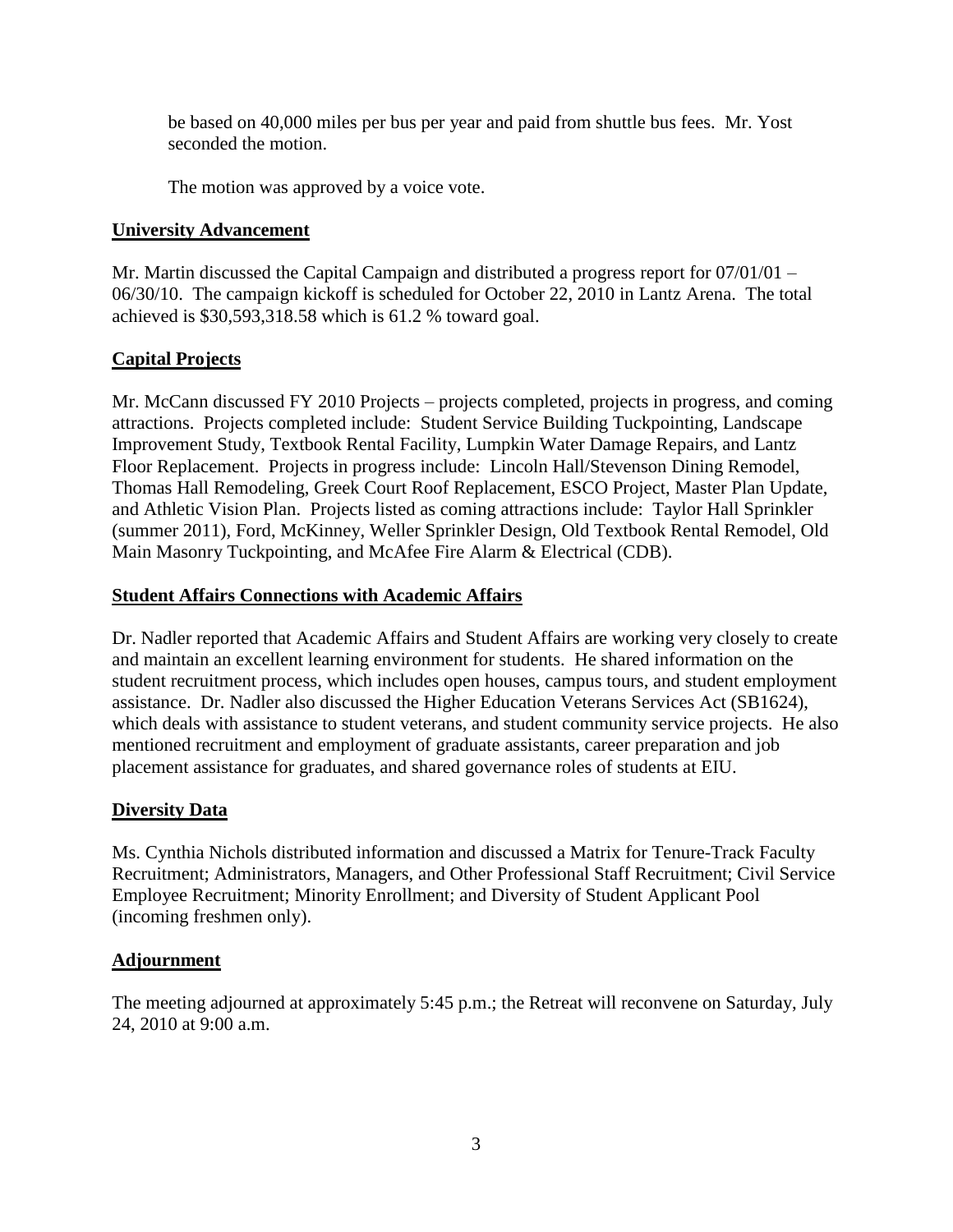be based on 40,000 miles per bus per year and paid from shuttle bus fees. Mr. Yost seconded the motion.

The motion was approved by a voice vote.

## University Advancement

Mr. Martin discussed the Capital Campaign and distributed a progress report for 07/01/01 – 06/30/10. The campaign kickoff is scheduled for October 22, 2010 in Lantz Arena. The total achieved is $30,593,318.58 which is 61.2 % toward goal.

## Capital Projects

Mr. McCann discussed FY 2010 Projects – projects completed, projects in progress, and coming attractions. Projects completed include: Student Service Building Tuckpointing, Landscape Improvement Study, Textbook Rental Facility, Lumpkin Water Damage Repairs, and Lantz Floor Replacement. Projects in progress include: Lincoln Hall/Stevenson Dining Remodel, Thomas Hall Remodeling, Greek Court Roof Replacement, ESCO Project, Master Plan Update, and Athletic Vision Plan. Projects listed as coming attractions include: Taylor Hall Sprinkler (summer 2011), Ford, McKinney, Weller Sprinkler Design, Old Textbook Rental Remodel, Old Main Masonry Tuckpointing, and McAfee Fire Alarm & Electrical (CDB).

## Student Affairs Connections with Academic Affairs

Dr. Nadler reported that Academic Affairs and Student Affairs are working very closely to create and maintain an excellent learning environment for students. He shared information on the student recruitment process, which includes open houses, campus tours, and student employment assistance. Dr. Nadler also discussed the Higher Education Veterans Services Act (SB1624), which deals with assistance to student veterans, and student community service projects. He also mentioned recruitment and employment of graduate assistants, career preparation and job placement assistance for graduates, and shared governance roles of students at EIU.

## Diversity Data

Ms. Cynthia Nichols distributed information and discussed a Matrix for Tenure-Track Faculty Recruitment; Administrators, Managers, and Other Professional Staff Recruitment; Civil Service Employee Recruitment; Minority Enrollment; and Diversity of Student Applicant Pool (incoming freshmen only).

## Adjournment

The meeting adjourned at approximately 5:45 p.m.; the Retreat will reconvene on Saturday, July 24, 2010 at 9:00 a.m.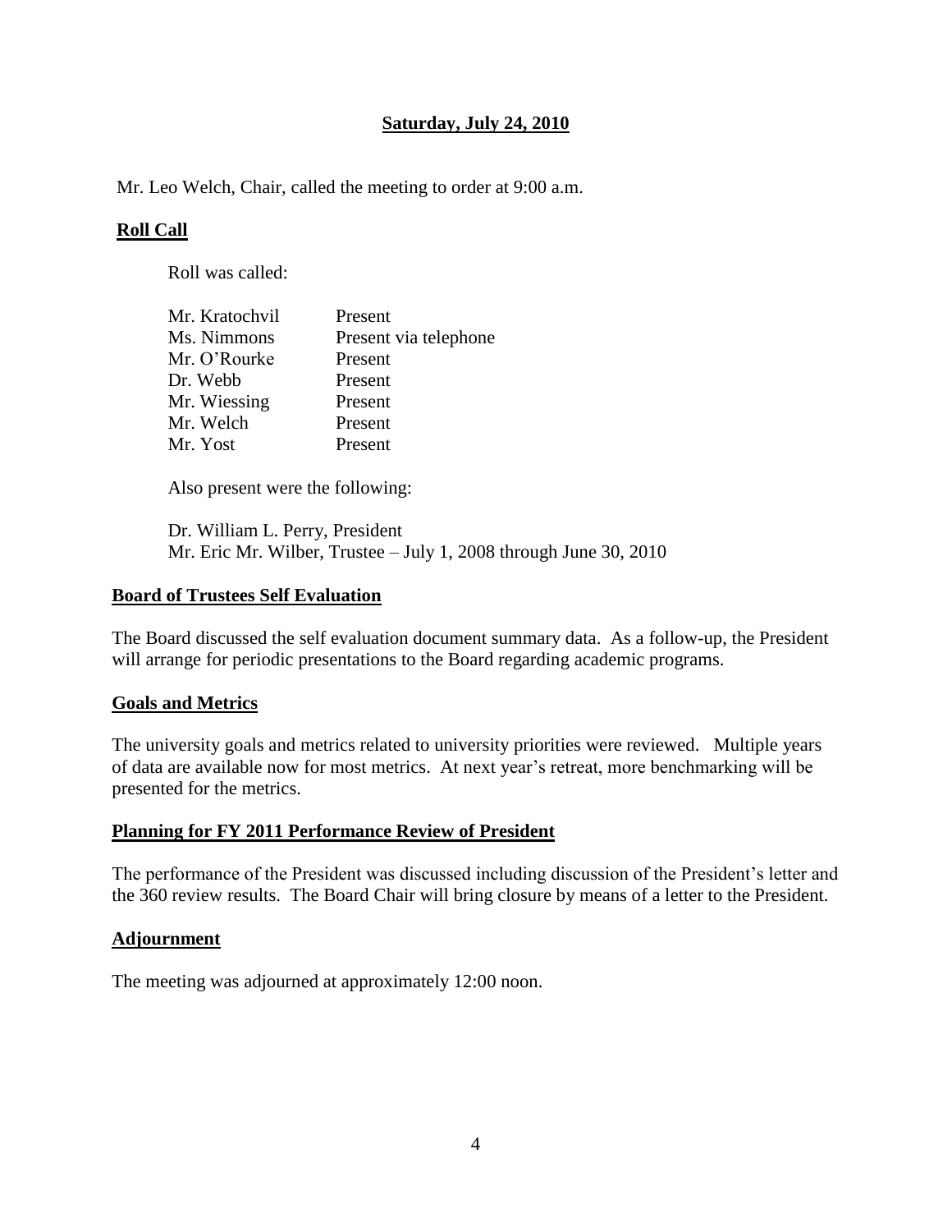**Saturday, July 24, 2010**

Mr. Leo Welch, Chair, called the meeting to order at 9:00 a.m.

**Roll Call**

Roll was called:

| | |
|---|---|
| Mr. Kratochvil | Present |
| Ms. Nimmons | Present via telephone |
| Mr. O'Rourke | Present |
| Dr. Webb | Present |
| Mr. Wiessing | Present |
| Mr. Welch | Present |
| Mr. Yost | Present |

Also present were the following:

Dr. William L. Perry, President
Mr. Eric Mr. Wilber, Trustee – July 1, 2008 through June 30, 2010

**Board of Trustees Self Evaluation**

The Board discussed the self evaluation document summary data. As a follow-up, the President will arrange for periodic presentations to the Board regarding academic programs.

**Goals and Metrics**

The university goals and metrics related to university priorities were reviewed. Multiple years of data are available now for most metrics. At next year's retreat, more benchmarking will be presented for the metrics.

**Planning for FY 2011 Performance Review of President**

The performance of the President was discussed including discussion of the President's letter and the 360 review results. The Board Chair will bring closure by means of a letter to the President.

**Adjournment**

The meeting was adjourned at approximately 12:00 noon.